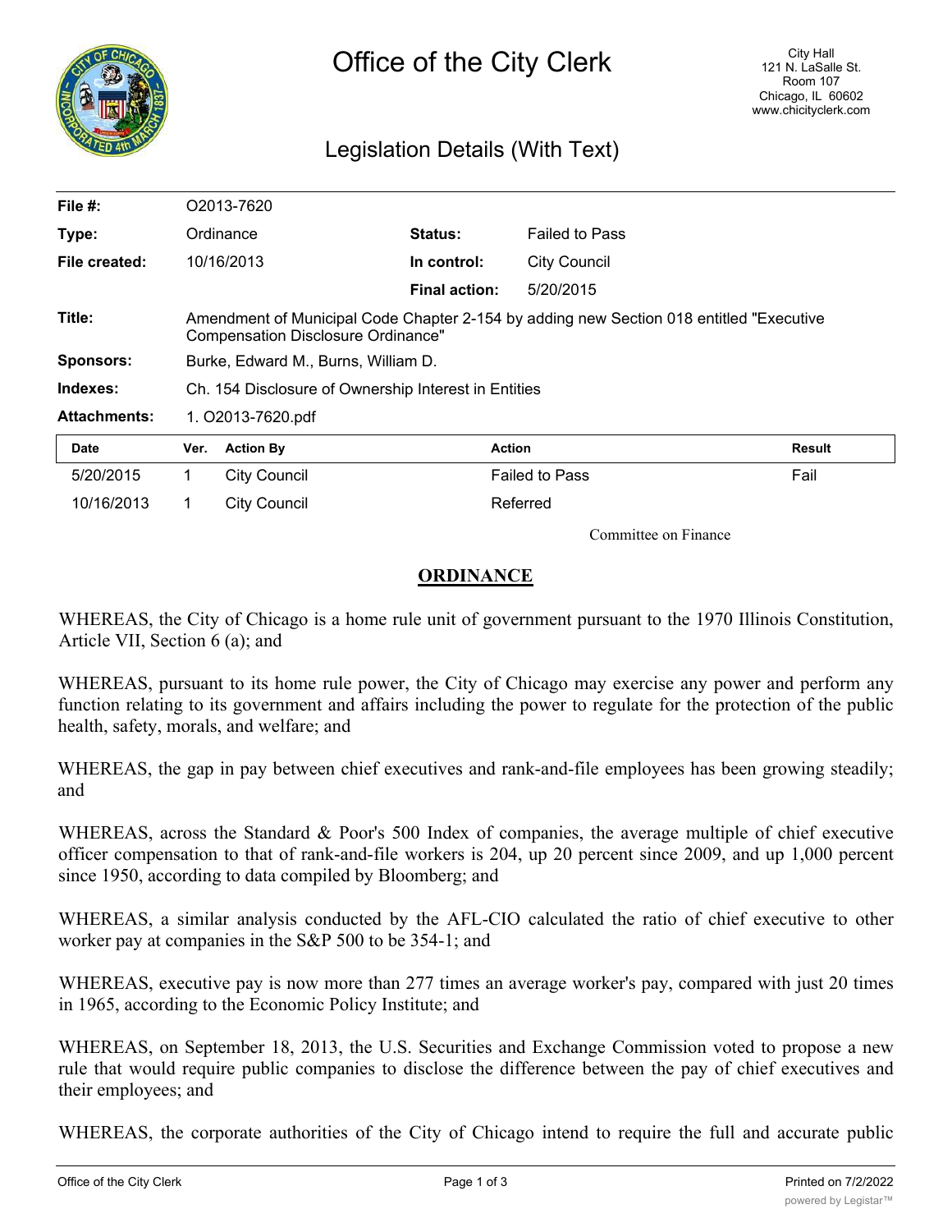# Office of the City Clerk

City Hall
121 N. LaSalle St.
Room 107
Chicago, IL 60602
www.chicityclerk.com

## Legislation Details (With Text)

| | | | |
|---|---|---|---|
| **File #:** | O2013-7620 | | |
| **Type:** | Ordinance | **Status:** | Failed to Pass |
| **File created:** | 10/16/2013 | **In control:** | City Council |
| | | **Final action:** | 5/20/2015 |
| **Title:** | Amendment of Municipal Code Chapter 2-154 by adding new Section 018 entitled "Executive Compensation Disclosure Ordinance" | | |
| **Sponsors:** | Burke, Edward M., Burns, William D. | | |
| **Indexes:** | Ch. 154 Disclosure of Ownership Interest in Entities | | |
| **Attachments:** | 1. O2013-7620.pdf | | |

| Date | Ver. | Action By | Action | Result |
|---|---|---|---|---|
| 5/20/2015 | 1 | City Council | Failed to Pass | Fail |
| 10/16/2013 | 1 | City Council | Referred | |

Committee on Finance

## ORDINANCE

WHEREAS, the City of Chicago is a home rule unit of government pursuant to the 1970 Illinois Constitution, Article VII, Section 6 (a); and

WHEREAS, pursuant to its home rule power, the City of Chicago may exercise any power and perform any function relating to its government and affairs including the power to regulate for the protection of the public health, safety, morals, and welfare; and

WHEREAS, the gap in pay between chief executives and rank-and-file employees has been growing steadily; and

WHEREAS, across the Standard & Poor's 500 Index of companies, the average multiple of chief executive officer compensation to that of rank-and-file workers is 204, up 20 percent since 2009, and up 1,000 percent since 1950, according to data compiled by Bloomberg; and

WHEREAS, a similar analysis conducted by the AFL-CIO calculated the ratio of chief executive to other worker pay at companies in the S&P 500 to be 354-1; and

WHEREAS, executive pay is now more than 277 times an average worker's pay, compared with just 20 times in 1965, according to the Economic Policy Institute; and

WHEREAS, on September 18, 2013, the U.S. Securities and Exchange Commission voted to propose a new rule that would require public companies to disclose the difference between the pay of chief executives and their employees; and

WHEREAS, the corporate authorities of the City of Chicago intend to require the full and accurate public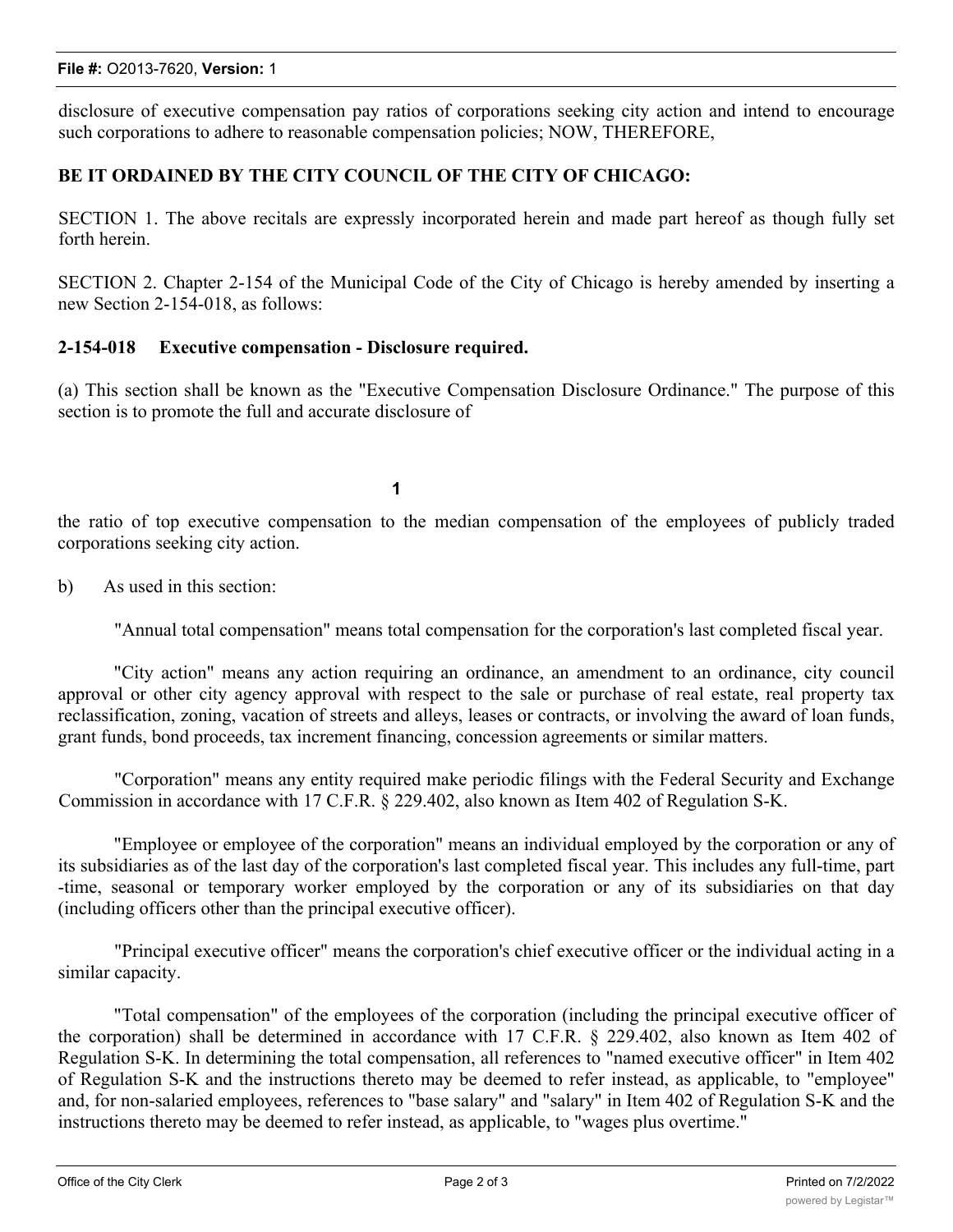disclosure of executive compensation pay ratios of corporations seeking city action and intend to encourage such corporations to adhere to reasonable compensation policies; NOW, THEREFORE,

**BE IT ORDAINED BY THE CITY COUNCIL OF THE CITY OF CHICAGO:**

SECTION 1. The above recitals are expressly incorporated herein and made part hereof as though fully set forth herein.

SECTION 2. Chapter 2-154 of the Municipal Code of the City of Chicago is hereby amended by inserting a new Section 2-154-018, as follows:

**2-154-018 Executive compensation - Disclosure required.**

(a) This section shall be known as the "Executive Compensation Disclosure Ordinance." The purpose of this section is to promote the full and accurate disclosure of

the ratio of top executive compensation to the median compensation of the employees of publicly traded corporations seeking city action.

b) As used in this section:

"Annual total compensation" means total compensation for the corporation's last completed fiscal year.

"City action" means any action requiring an ordinance, an amendment to an ordinance, city council approval or other city agency approval with respect to the sale or purchase of real estate, real property tax reclassification, zoning, vacation of streets and alleys, leases or contracts, or involving the award of loan funds, grant funds, bond proceeds, tax increment financing, concession agreements or similar matters.

"Corporation" means any entity required make periodic filings with the Federal Security and Exchange Commission in accordance with 17 C.F.R. § 229.402, also known as Item 402 of Regulation S-K.

"Employee or employee of the corporation" means an individual employed by the corporation or any of its subsidiaries as of the last day of the corporation's last completed fiscal year. This includes any full-time, part -time, seasonal or temporary worker employed by the corporation or any of its subsidiaries on that day (including officers other than the principal executive officer).

"Principal executive officer" means the corporation's chief executive officer or the individual acting in a similar capacity.

"Total compensation" of the employees of the corporation (including the principal executive officer of the corporation) shall be determined in accordance with 17 C.F.R. § 229.402, also known as Item 402 of Regulation S-K. In determining the total compensation, all references to "named executive officer" in Item 402 of Regulation S-K and the instructions thereto may be deemed to refer instead, as applicable, to "employee" and, for non-salaried employees, references to "base salary" and "salary" in Item 402 of Regulation S-K and the instructions thereto may be deemed to refer instead, as applicable, to "wages plus overtime."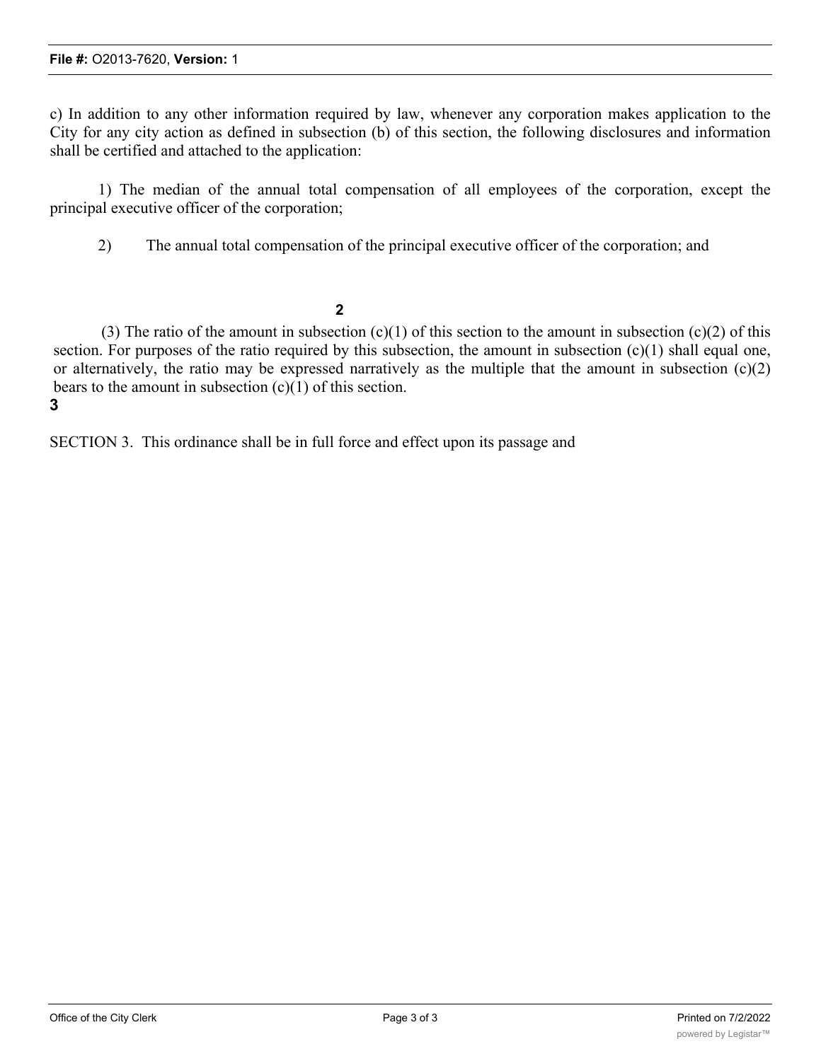c) In addition to any other information required by law, whenever any corporation makes application to the City for any city action as defined in subsection (b) of this section, the following disclosures and information shall be certified and attached to the application:

1) The median of the annual total compensation of all employees of the corporation, except the principal executive officer of the corporation;

2) The annual total compensation of the principal executive officer of the corporation; and

**2**

(3) The ratio of the amount in subsection (c)(1) of this section to the amount in subsection (c)(2) of this section. For purposes of the ratio required by this subsection, the amount in subsection (c)(1) shall equal one, or alternatively, the ratio may be expressed narratively as the multiple that the amount in subsection (c)(2) bears to the amount in subsection (c)(1) of this section.

**3**

SECTION 3. This ordinance shall be in full force and effect upon its passage and